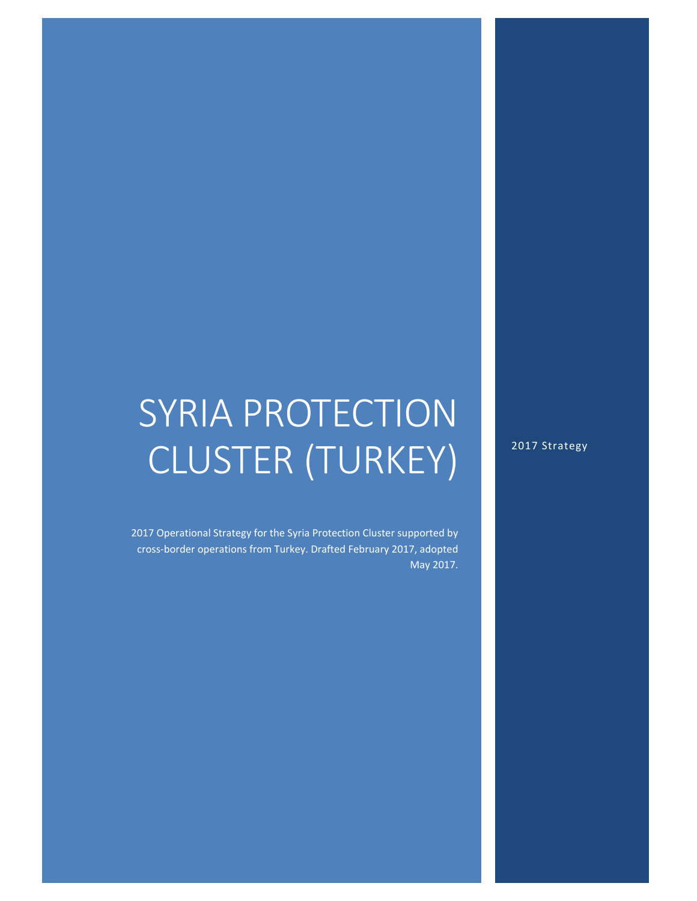# SYRIA PROTECTION CLUSTER (TURKEY)

2017 Strategy

2017 Operational Strategy for the Syria Protection Cluster supported by cross-border operations from Turkey. Drafted February 2017, adopted May 2017.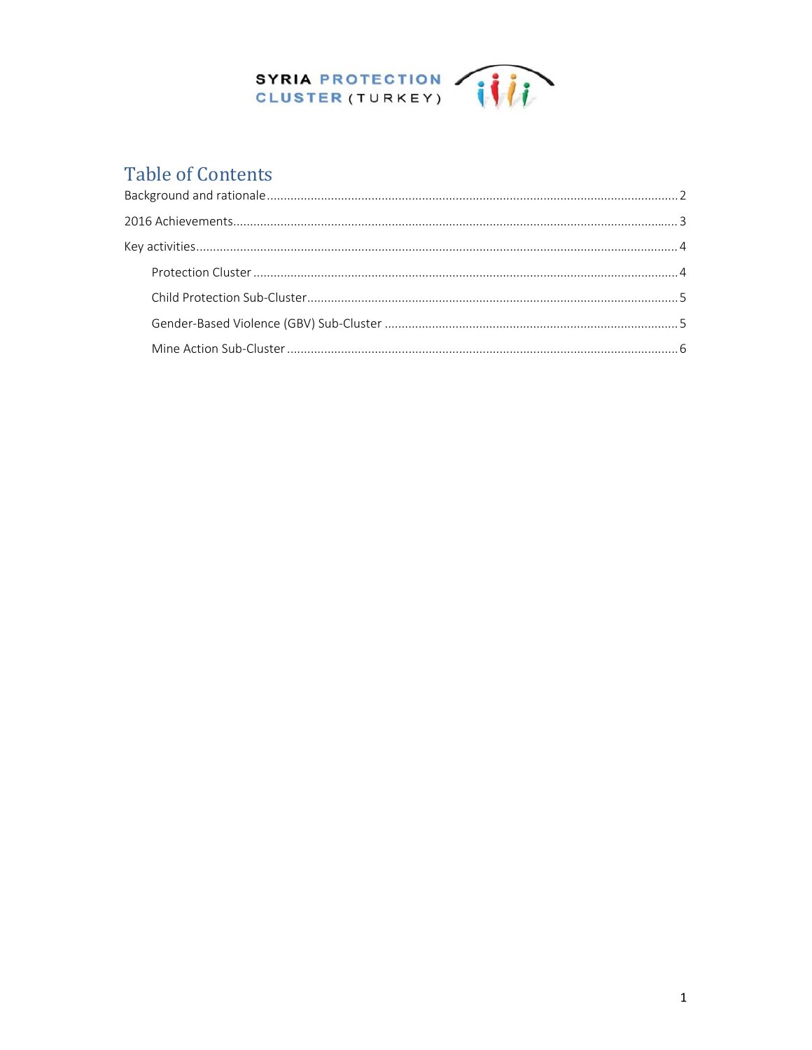SYRIA PROTECTION
CLUSTER (TURKEY)

# Table of Contents

Background and rationale .......... 2

2016 Achievements .......... 3

Key activities .......... 4

- Protection Cluster .......... 4
- Child Protection Sub-Cluster .......... 5
- Gender-Based Violence (GBV) Sub-Cluster .......... 5
- Mine Action Sub-Cluster .......... 6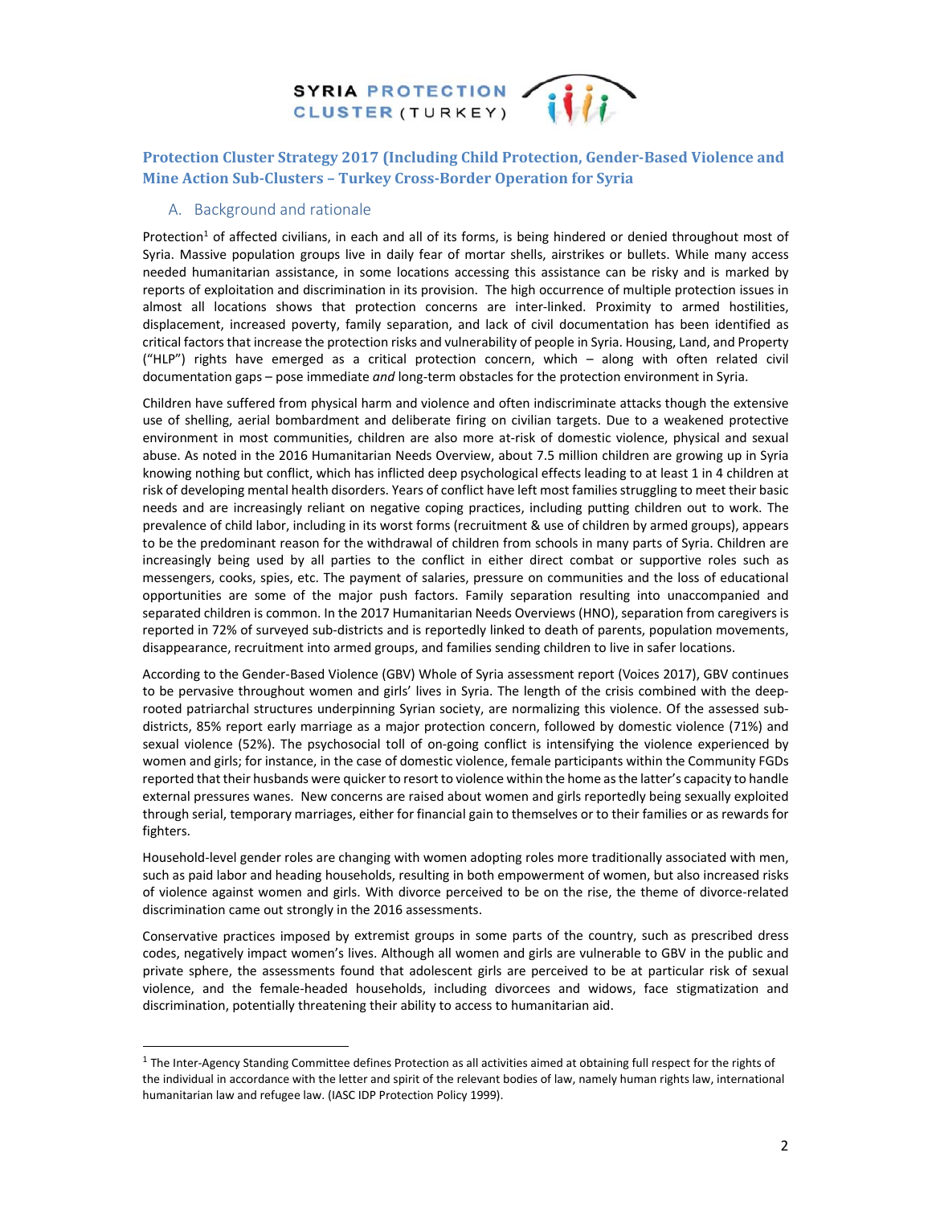SYRIA PROTECTION CLUSTER (TURKEY)

# Protection Cluster Strategy 2017 (Including Child Protection, Gender-Based Violence and Mine Action Sub-Clusters – Turkey Cross-Border Operation for Syria

## A. Background and rationale

Protection[1] of affected civilians, in each and all of its forms, is being hindered or denied throughout most of Syria. Massive population groups live in daily fear of mortar shells, airstrikes or bullets. While many access needed humanitarian assistance, in some locations accessing this assistance can be risky and is marked by reports of exploitation and discrimination in its provision. The high occurrence of multiple protection issues in almost all locations shows that protection concerns are inter-linked. Proximity to armed hostilities, displacement, increased poverty, family separation, and lack of civil documentation has been identified as critical factors that increase the protection risks and vulnerability of people in Syria. Housing, Land, and Property ("HLP") rights have emerged as a critical protection concern, which – along with often related civil documentation gaps – pose immediate *and* long-term obstacles for the protection environment in Syria.

Children have suffered from physical harm and violence and often indiscriminate attacks though the extensive use of shelling, aerial bombardment and deliberate firing on civilian targets. Due to a weakened protective environment in most communities, children are also more at-risk of domestic violence, physical and sexual abuse. As noted in the 2016 Humanitarian Needs Overview, about 7.5 million children are growing up in Syria knowing nothing but conflict, which has inflicted deep psychological effects leading to at least 1 in 4 children at risk of developing mental health disorders. Years of conflict have left most families struggling to meet their basic needs and are increasingly reliant on negative coping practices, including putting children out to work. The prevalence of child labor, including in its worst forms (recruitment & use of children by armed groups), appears to be the predominant reason for the withdrawal of children from schools in many parts of Syria. Children are increasingly being used by all parties to the conflict in either direct combat or supportive roles such as messengers, cooks, spies, etc. The payment of salaries, pressure on communities and the loss of educational opportunities are some of the major push factors. Family separation resulting into unaccompanied and separated children is common. In the 2017 Humanitarian Needs Overviews (HNO), separation from caregivers is reported in 72% of surveyed sub-districts and is reportedly linked to death of parents, population movements, disappearance, recruitment into armed groups, and families sending children to live in safer locations.

According to the Gender-Based Violence (GBV) Whole of Syria assessment report (Voices 2017), GBV continues to be pervasive throughout women and girls' lives in Syria. The length of the crisis combined with the deep-rooted patriarchal structures underpinning Syrian society, are normalizing this violence. Of the assessed sub-districts, 85% report early marriage as a major protection concern, followed by domestic violence (71%) and sexual violence (52%). The psychosocial toll of on-going conflict is intensifying the violence experienced by women and girls; for instance, in the case of domestic violence, female participants within the Community FGDs reported that their husbands were quicker to resort to violence within the home as the latter's capacity to handle external pressures wanes. New concerns are raised about women and girls reportedly being sexually exploited through serial, temporary marriages, either for financial gain to themselves or to their families or as rewards for fighters.

Household-level gender roles are changing with women adopting roles more traditionally associated with men, such as paid labor and heading households, resulting in both empowerment of women, but also increased risks of violence against women and girls. With divorce perceived to be on the rise, the theme of divorce-related discrimination came out strongly in the 2016 assessments.

Conservative practices imposed by extremist groups in some parts of the country, such as prescribed dress codes, negatively impact women's lives. Although all women and girls are vulnerable to GBV in the public and private sphere, the assessments found that adolescent girls are perceived to be at particular risk of sexual violence, and the female-headed households, including divorcees and widows, face stigmatization and discrimination, potentially threatening their ability to access to humanitarian aid.

---

[1] The Inter-Agency Standing Committee defines Protection as all activities aimed at obtaining full respect for the rights of the individual in accordance with the letter and spirit of the relevant bodies of law, namely human rights law, international humanitarian law and refugee law. (IASC IDP Protection Policy 1999).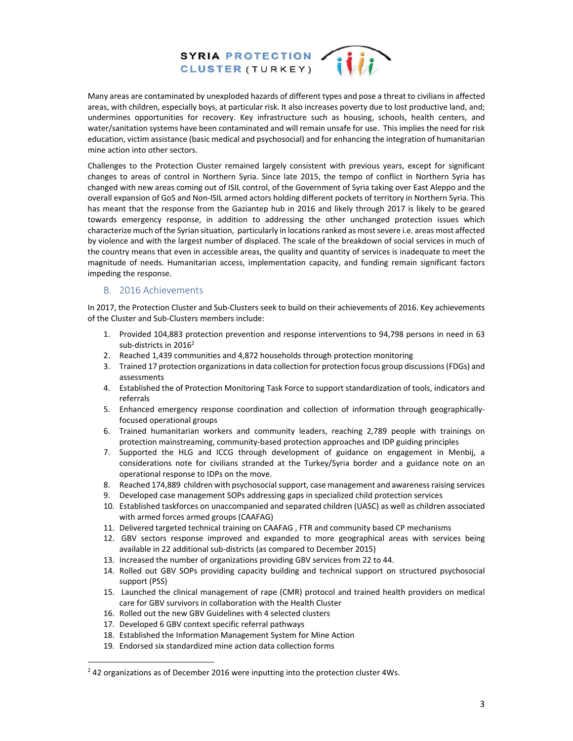Many areas are contaminated by unexploded hazards of different types and pose a threat to civilians in affected areas, with children, especially boys, at particular risk. It also increases poverty due to lost productive land, and; undermines opportunities for recovery. Key infrastructure such as housing, schools, health centers, and water/sanitation systems have been contaminated and will remain unsafe for use. This implies the need for risk education, victim assistance (basic medical and psychosocial) and for enhancing the integration of humanitarian mine action into other sectors.

Challenges to the Protection Cluster remained largely consistent with previous years, except for significant changes to areas of control in Northern Syria. Since late 2015, the tempo of conflict in Northern Syria has changed with new areas coming out of ISIL control, of the Government of Syria taking over East Aleppo and the overall expansion of GoS and Non-ISIL armed actors holding different pockets of territory in Northern Syria. This has meant that the response from the Gaziantep hub in 2016 and likely through 2017 is likely to be geared towards emergency response, in addition to addressing the other unchanged protection issues which characterize much of the Syrian situation, particularly in locations ranked as most severe i.e. areas most affected by violence and with the largest number of displaced. The scale of the breakdown of social services in much of the country means that even in accessible areas, the quality and quantity of services is inadequate to meet the magnitude of needs. Humanitarian access, implementation capacity, and funding remain significant factors impeding the response.

## B. 2016 Achievements

In 2017, the Protection Cluster and Sub-Clusters seek to build on their achievements of 2016. Key achievements of the Cluster and Sub-Clusters members include:

1. Provided 104,883 protection prevention and response interventions to 94,798 persons in need in 63 sub-districts in 2016[2]
2. Reached 1,439 communities and 4,872 households through protection monitoring
3. Trained 17 protection organizations in data collection for protection focus group discussions (FDGs) and assessments
4. Established the of Protection Monitoring Task Force to support standardization of tools, indicators and referrals
5. Enhanced emergency response coordination and collection of information through geographically-focused operational groups
6. Trained humanitarian workers and community leaders, reaching 2,789 people with trainings on protection mainstreaming, community-based protection approaches and IDP guiding principles
7. Supported the HLG and ICCG through development of guidance on engagement in Menbij, a considerations note for civilians stranded at the Turkey/Syria border and a guidance note on an operational response to IDPs on the move.
8. Reached 174,889 children with psychosocial support, case management and awareness raising services
9. Developed case management SOPs addressing gaps in specialized child protection services
10. Established taskforces on unaccompanied and separated children (UASC) as well as children associated with armed forces armed groups (CAAFAG)
11. Delivered targeted technical training on CAAFAG , FTR and community based CP mechanisms
12. GBV sectors response improved and expanded to more geographical areas with services being available in 22 additional sub-districts (as compared to December 2015)
13. Increased the number of organizations providing GBV services from 22 to 44.
14. Rolled out GBV SOPs providing capacity building and technical support on structured psychosocial support (PSS)
15. Launched the clinical management of rape (CMR) protocol and trained health providers on medical care for GBV survivors in collaboration with the Health Cluster
16. Rolled out the new GBV Guidelines with 4 selected clusters
17. Developed 6 GBV context specific referral pathways
18. Established the Information Management System for Mine Action
19. Endorsed six standardized mine action data collection forms

[2] 42 organizations as of December 2016 were inputting into the protection cluster 4Ws.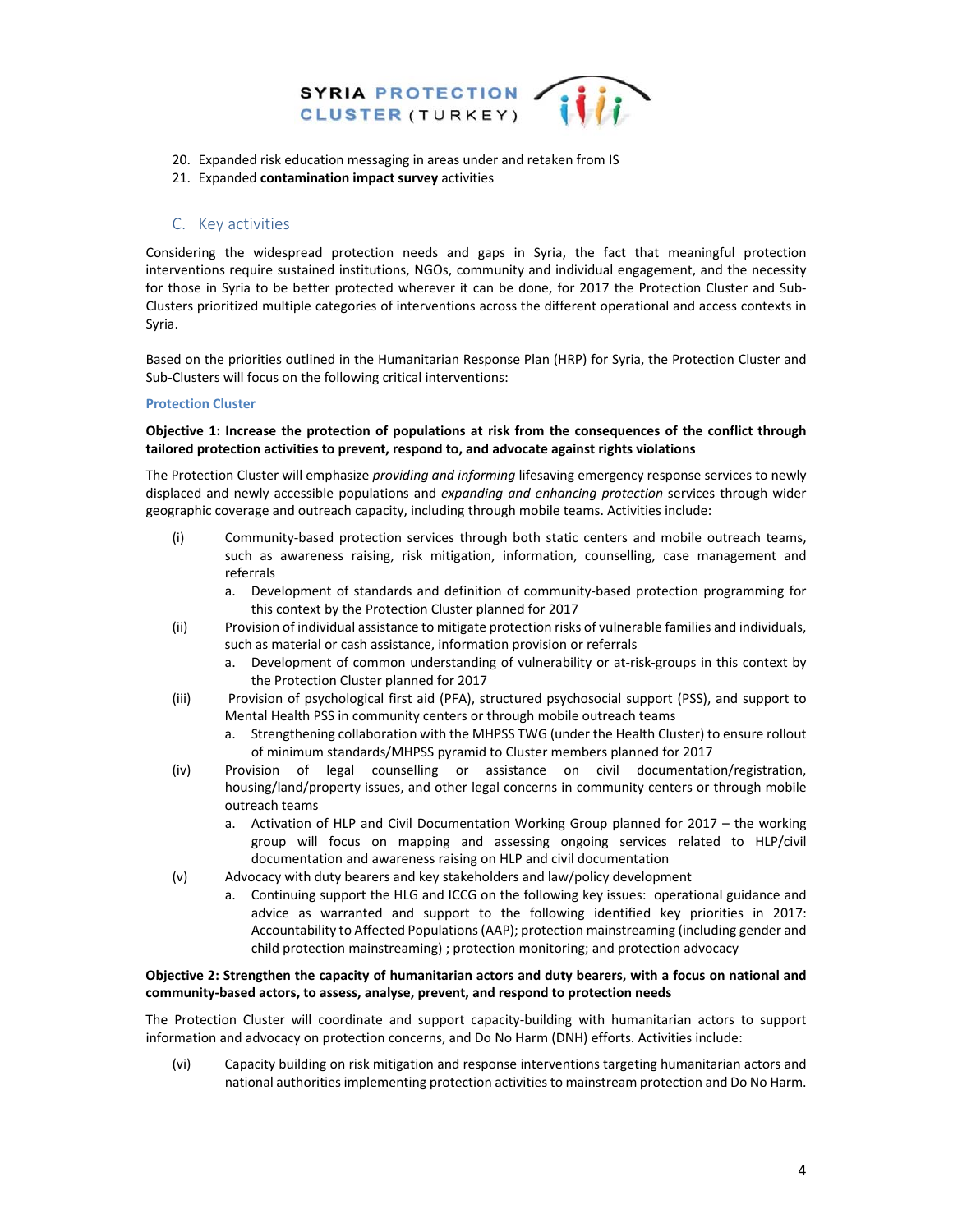20. Expanded risk education messaging in areas under and retaken from IS
21. Expanded **contamination impact survey** activities

## C. Key activities

Considering the widespread protection needs and gaps in Syria, the fact that meaningful protection interventions require sustained institutions, NGOs, community and individual engagement, and the necessity for those in Syria to be better protected wherever it can be done, for 2017 the Protection Cluster and Sub-Clusters prioritized multiple categories of interventions across the different operational and access contexts in Syria.

Based on the priorities outlined in the Humanitarian Response Plan (HRP) for Syria, the Protection Cluster and Sub-Clusters will focus on the following critical interventions:

### Protection Cluster

**Objective 1: Increase the protection of populations at risk from the consequences of the conflict through tailored protection activities to prevent, respond to, and advocate against rights violations**

The Protection Cluster will emphasize *providing and informing* lifesaving emergency response services to newly displaced and newly accessible populations and *expanding and enhancing protection* services through wider geographic coverage and outreach capacity, including through mobile teams. Activities include:

(i) Community-based protection services through both static centers and mobile outreach teams, such as awareness raising, risk mitigation, information, counselling, case management and referrals
   a. Development of standards and definition of community-based protection programming for this context by the Protection Cluster planned for 2017

(ii) Provision of individual assistance to mitigate protection risks of vulnerable families and individuals, such as material or cash assistance, information provision or referrals
   a. Development of common understanding of vulnerability or at-risk-groups in this context by the Protection Cluster planned for 2017

(iii) Provision of psychological first aid (PFA), structured psychosocial support (PSS), and support to Mental Health PSS in community centers or through mobile outreach teams
   a. Strengthening collaboration with the MHPSS TWG (under the Health Cluster) to ensure rollout of minimum standards/MHPSS pyramid to Cluster members planned for 2017

(iv) Provision of legal counselling or assistance on civil documentation/registration, housing/land/property issues, and other legal concerns in community centers or through mobile outreach teams
   a. Activation of HLP and Civil Documentation Working Group planned for 2017 – the working group will focus on mapping and assessing ongoing services related to HLP/civil documentation and awareness raising on HLP and civil documentation

(v) Advocacy with duty bearers and key stakeholders and law/policy development
   a. Continuing support the HLG and ICCG on the following key issues: operational guidance and advice as warranted and support to the following identified key priorities in 2017: Accountability to Affected Populations (AAP); protection mainstreaming (including gender and child protection mainstreaming) ; protection monitoring; and protection advocacy

**Objective 2: Strengthen the capacity of humanitarian actors and duty bearers, with a focus on national and community-based actors, to assess, analyse, prevent, and respond to protection needs**

The Protection Cluster will coordinate and support capacity-building with humanitarian actors to support information and advocacy on protection concerns, and Do No Harm (DNH) efforts. Activities include:

(vi) Capacity building on risk mitigation and response interventions targeting humanitarian actors and national authorities implementing protection activities to mainstream protection and Do No Harm.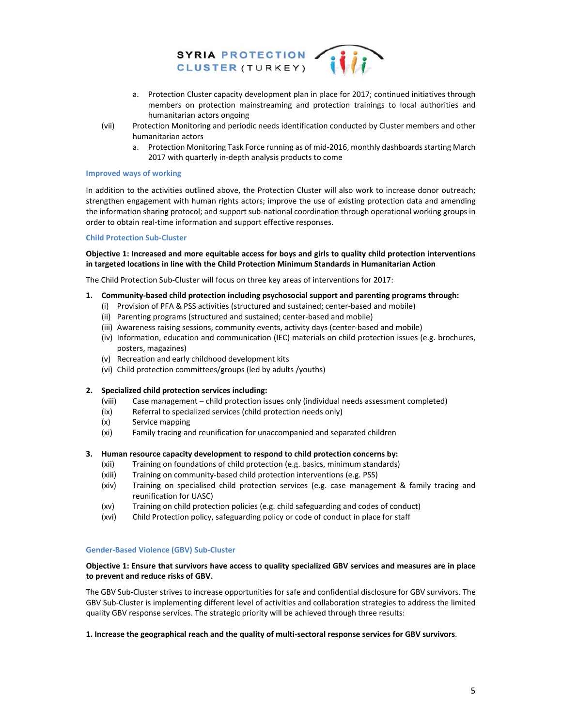a. Protection Cluster capacity development plan in place for 2017; continued initiatives through members on protection mainstreaming and protection trainings to local authorities and humanitarian actors ongoing

(vii) Protection Monitoring and periodic needs identification conducted by Cluster members and other humanitarian actors

a. Protection Monitoring Task Force running as of mid-2016, monthly dashboards starting March 2017 with quarterly in-depth analysis products to come

### Improved ways of working

In addition to the activities outlined above, the Protection Cluster will also work to increase donor outreach; strengthen engagement with human rights actors; improve the use of existing protection data and amending the information sharing protocol; and support sub-national coordination through operational working groups in order to obtain real-time information and support effective responses.

### Child Protection Sub-Cluster

**Objective 1: Increased and more equitable access for boys and girls to quality child protection interventions in targeted locations in line with the Child Protection Minimum Standards in Humanitarian Action**

The Child Protection Sub-Cluster will focus on three key areas of interventions for 2017:

1. **Community-based child protection including psychosocial support and parenting programs through:**
   (i) Provision of PFA & PSS activities (structured and sustained; center-based and mobile)
   (ii) Parenting programs (structured and sustained; center-based and mobile)
   (iii) Awareness raising sessions, community events, activity days (center-based and mobile)
   (iv) Information, education and communication (IEC) materials on child protection issues (e.g. brochures, posters, magazines)
   (v) Recreation and early childhood development kits
   (vi) Child protection committees/groups (led by adults /youths)

2. **Specialized child protection services including:**
   (viii) Case management – child protection issues only (individual needs assessment completed)
   (ix) Referral to specialized services (child protection needs only)
   (x) Service mapping
   (xi) Family tracing and reunification for unaccompanied and separated children

3. **Human resource capacity development to respond to child protection concerns by:**
   (xii) Training on foundations of child protection (e.g. basics, minimum standards)
   (xiii) Training on community-based child protection interventions (e.g. PSS)
   (xiv) Training on specialised child protection services (e.g. case management & family tracing and reunification for UASC)
   (xv) Training on child protection policies (e.g. child safeguarding and codes of conduct)
   (xvi) Child Protection policy, safeguarding policy or code of conduct in place for staff

### Gender-Based Violence (GBV) Sub-Cluster

**Objective 1: Ensure that survivors have access to quality specialized GBV services and measures are in place to prevent and reduce risks of GBV.**

The GBV Sub-Cluster strives to increase opportunities for safe and confidential disclosure for GBV survivors. The GBV Sub-Cluster is implementing different level of activities and collaboration strategies to address the limited quality GBV response services. The strategic priority will be achieved through three results:

**1. Increase the geographical reach and the quality of multi-sectoral response services for GBV survivors**.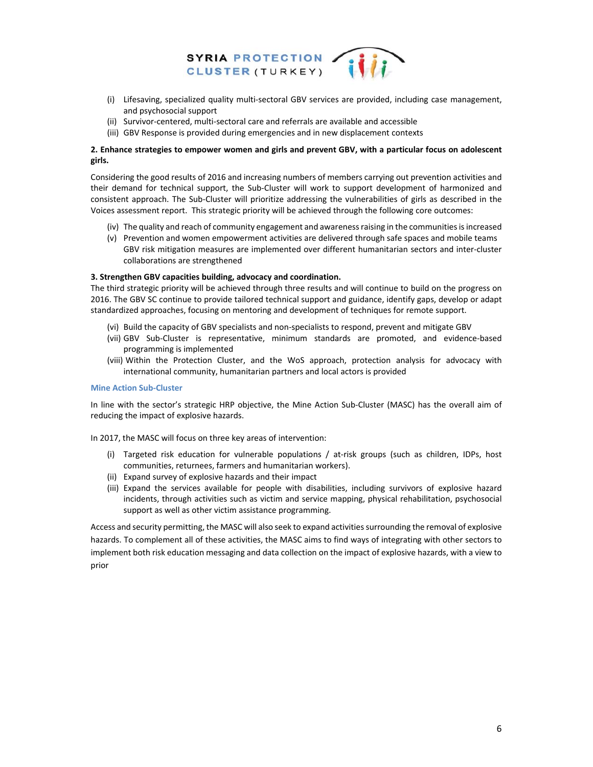(i) Lifesaving, specialized quality multi-sectoral GBV services are provided, including case management, and psychosocial support
(ii) Survivor-centered, multi-sectoral care and referrals are available and accessible
(iii) GBV Response is provided during emergencies and in new displacement contexts

**2. Enhance strategies to empower women and girls and prevent GBV, with a particular focus on adolescent girls.**

Considering the good results of 2016 and increasing numbers of members carrying out prevention activities and their demand for technical support, the Sub-Cluster will work to support development of harmonized and consistent approach. The Sub-Cluster will prioritize addressing the vulnerabilities of girls as described in the Voices assessment report. This strategic priority will be achieved through the following core outcomes:

(iv) The quality and reach of community engagement and awareness raising in the communities is increased
(v) Prevention and women empowerment activities are delivered through safe spaces and mobile teams GBV risk mitigation measures are implemented over different humanitarian sectors and inter-cluster collaborations are strengthened

**3. Strengthen GBV capacities building, advocacy and coordination.**

The third strategic priority will be achieved through three results and will continue to build on the progress on 2016. The GBV SC continue to provide tailored technical support and guidance, identify gaps, develop or adapt standardized approaches, focusing on mentoring and development of techniques for remote support.

(vi) Build the capacity of GBV specialists and non-specialists to respond, prevent and mitigate GBV
(vii) GBV Sub-Cluster is representative, minimum standards are promoted, and evidence-based programming is implemented
(viii) Within the Protection Cluster, and the WoS approach, protection analysis for advocacy with international community, humanitarian partners and local actors is provided

### Mine Action Sub-Cluster

In line with the sector's strategic HRP objective, the Mine Action Sub-Cluster (MASC) has the overall aim of reducing the impact of explosive hazards.

In 2017, the MASC will focus on three key areas of intervention:

(i) Targeted risk education for vulnerable populations / at-risk groups (such as children, IDPs, host communities, returnees, farmers and humanitarian workers).
(ii) Expand survey of explosive hazards and their impact
(iii) Expand the services available for people with disabilities, including survivors of explosive hazard incidents, through activities such as victim and service mapping, physical rehabilitation, psychosocial support as well as other victim assistance programming.

Access and security permitting, the MASC will also seek to expand activities surrounding the removal of explosive hazards. To complement all of these activities, the MASC aims to find ways of integrating with other sectors to implement both risk education messaging and data collection on the impact of explosive hazards, with a view to prior